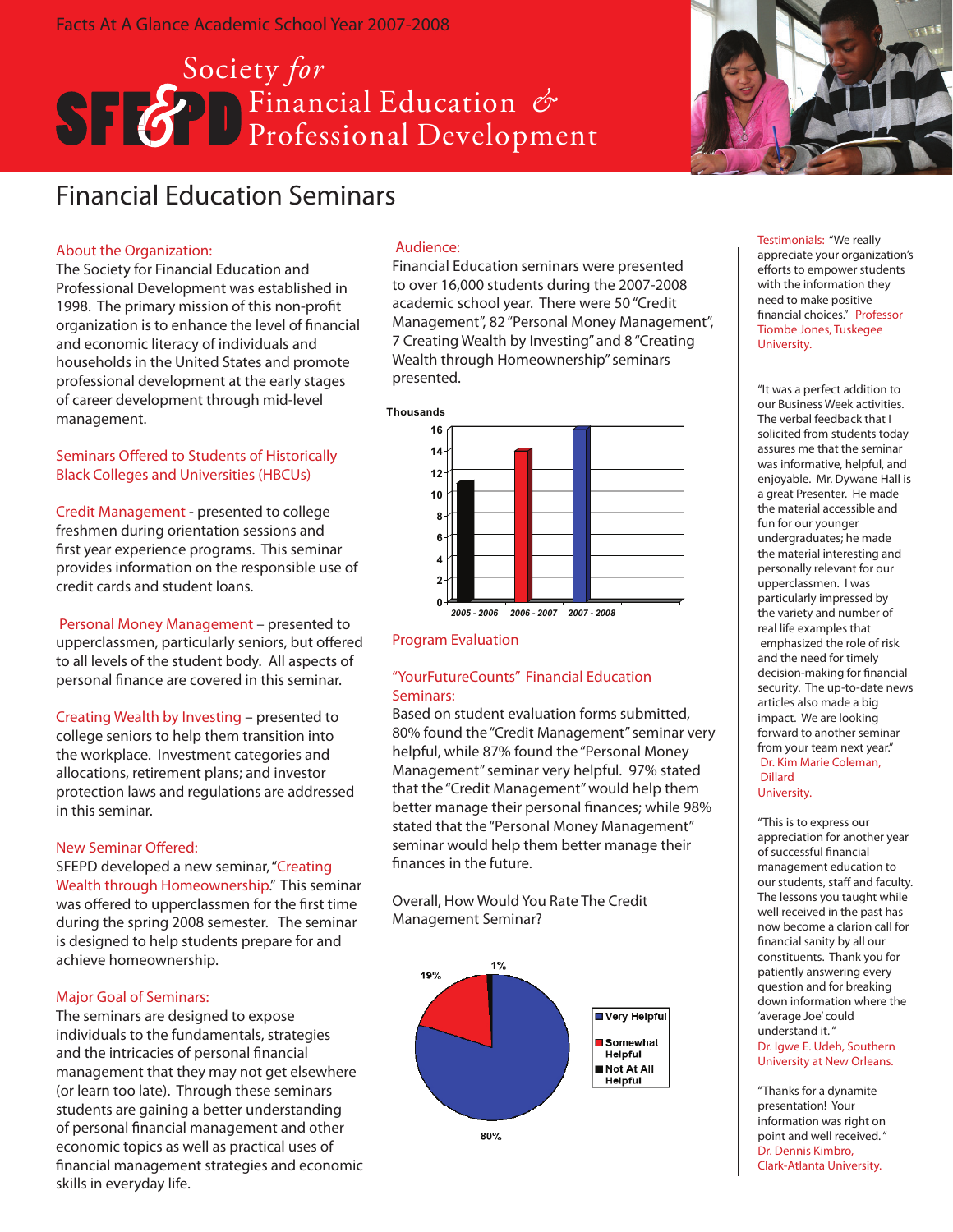Facts At A Glance Academic School Year 2007-2008

# Society for Financial Education & Professional Development

## Financial Education Seminars

### About the Organization:

The Society for Financial Education and Professional Development was established in 1998. The primary mission of this non-profit organization is to enhance the level of financial and economic literacy of individuals and households in the United States and promote professional development at the early stages of career development through mid-level management.

### Seminars Offered to Students of Historically Black Colleges and Universities (HBCUs)

**Credit Management** - presented to college freshmen during orientation sessions and first year experience programs. This seminar provides information on the responsible use of credit cards and student loans.

**Personal Money Management** – presented to upperclassmen, particularly seniors, but offered to all levels of the student body. All aspects of personal finance are covered in this seminar.

**Creating Wealth by Investing** – presented to college seniors to help them transition into the workplace. Investment categories and allocations, retirement plans; and investor protection laws and regulations are addressed in this seminar.

### New Seminar Offered:

SFEPD developed a new seminar, "Creating Wealth through Homeownership." This seminar was offered to upperclassmen for the first time during the spring 2008 semester. The seminar is designed to help students prepare for and achieve homeownership.

### Major Goal of Seminars:

The seminars are designed to expose individuals to the fundamentals, strategies and the intricacies of personal financial management that they may not get elsewhere (or learn too late). Through these seminars students are gaining a better understanding of personal financial management and other economic topics as well as practical uses of financial management strategies and economic skills in everyday life.

### Audience:

Financial Education seminars were presented to over 16,000 students during the 2007-2008 academic school year. There were 50 "Credit Management", 82 "Personal Money Management", 7 Creating Wealth by Investing" and 8 "Creating Wealth through Homeownership" seminars presented.

Thousands

| Year | Students (Thousands) |
|---|---|
| 2005 - 2006 | ~11 |
| 2006 - 2007 | ~14 |
| 2007 - 2008 | ~16 |

### Program Evaluation

### "YourFutureCounts" Financial Education Seminars:

Based on student evaluation forms submitted, 80% found the "Credit Management" seminar very helpful, while 87% found the "Personal Money Management" seminar very helpful. 97% stated that the "Credit Management" would help them better manage their personal finances; while 98% stated that the "Personal Money Management" seminar would help them better manage their finances in the future.

Overall, How Would You Rate The Credit Management Seminar?

| Rating | Percent |
|---|---|
| Very Helpful | 80% |
| Somewhat Helpful | 19% |
| Not At All Helpful | 1% |

### Testimonials:

"We really appreciate your organization's efforts to empower students with the information they need to make positive financial choices." Professor Tiombe Jones, Tuskegee University.

"It was a perfect addition to our Business Week activities. The verbal feedback that I solicited from students today assures me that the seminar was informative, helpful, and enjoyable. Mr. Dywane Hall is a great Presenter. He made the material accessible and fun for our younger undergraduates; he made the material interesting and personally relevant for our upperclassmen. I was particularly impressed by the variety and number of real life examples that emphasized the role of risk and the need for timely decision-making for financial security. The up-to-date news articles also made a big impact. We are looking forward to another seminar from your team next year." Dr. Kim Marie Coleman, Dillard University.

"This is to express our appreciation for another year of successful financial management education to our students, staff and faculty. The lessons you taught while well received in the past has now become a clarion call for financial sanity by all our constituents. Thank you for patiently answering every question and for breaking down information where the 'average Joe' could understand it." Dr. Igwe E. Udeh, Southern University at New Orleans.

"Thanks for a dynamite presentation! Your information was right on point and well received." Dr. Dennis Kimbro, Clark-Atlanta University.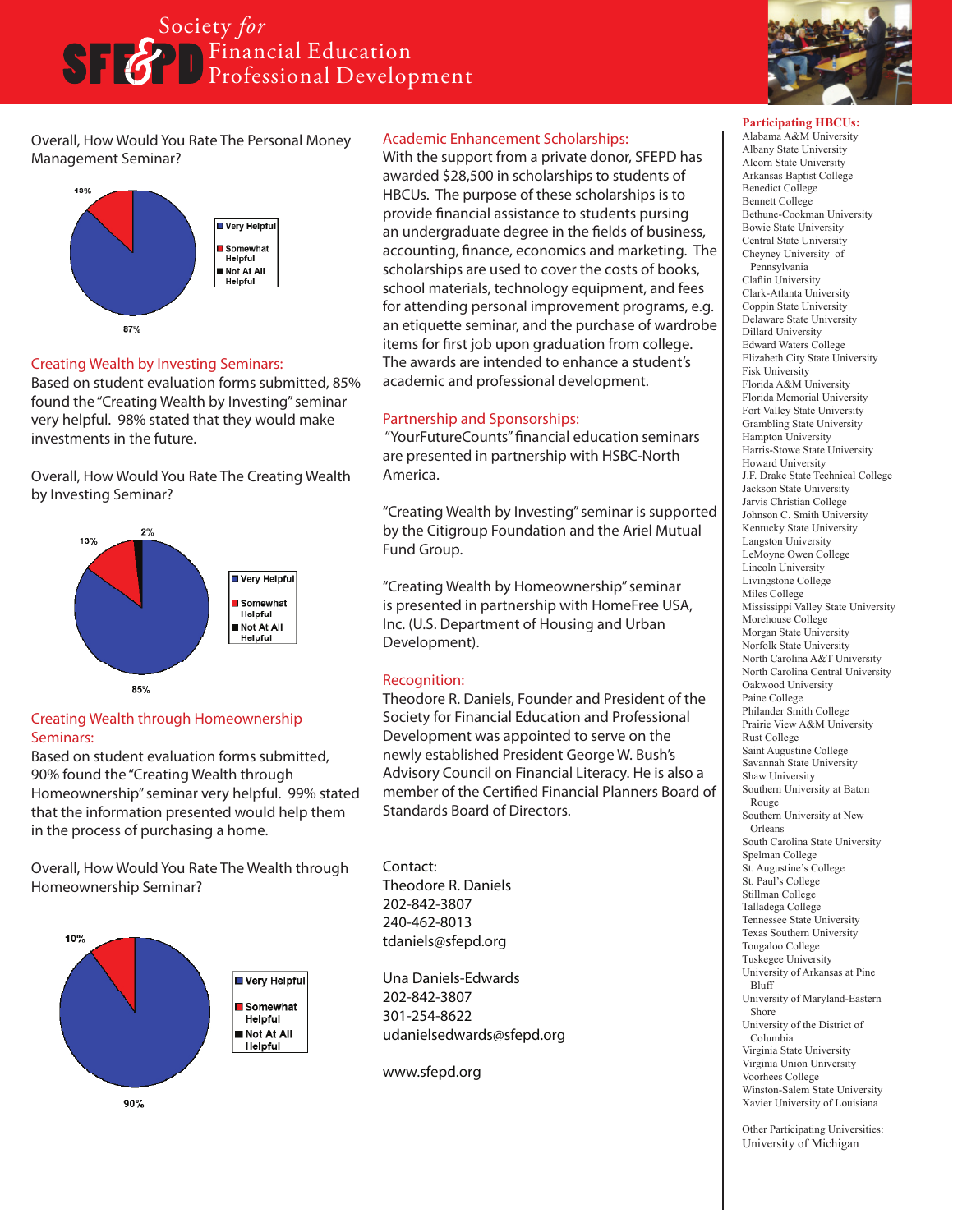# Society *for* Financial Education Professional Development

SFE&PD

Overall, How Would You Rate The Personal Money Management Seminar?

13%

87%

Very Helpful
Somewhat Helpful
Not At All Helpful

## Creating Wealth by Investing Seminars:

Based on student evaluation forms submitted, 85% found the "Creating Wealth by Investing" seminar very helpful. 98% stated that they would make investments in the future.

Overall, How Would You Rate The Creating Wealth by Investing Seminar?

13%

2%

85%

Very Helpful
Somewhat Helpful
Not At All Helpful

## Creating Wealth through Homeownership Seminars:

Based on student evaluation forms submitted, 90% found the "Creating Wealth through Homeownership" seminar very helpful. 99% stated that the information presented would help them in the process of purchasing a home.

Overall, How Would You Rate The Wealth through Homeownership Seminar?

10%

90%

Very Helpful
Somewhat Helpful
Not At All Helpful

## Academic Enhancement Scholarships:

With the support from a private donor, SFEPD has awarded $28,500 in scholarships to students of HBCUs. The purpose of these scholarships is to provide financial assistance to students pursing an undergraduate degree in the fields of business, accounting, finance, economics and marketing. The scholarships are used to cover the costs of books, school materials, technology equipment, and fees for attending personal improvement programs, e.g. an etiquette seminar, and the purchase of wardrobe items for first job upon graduation from college. The awards are intended to enhance a student's academic and professional development.

## Partnership and Sponsorships:

"YourFutureCounts" financial education seminars are presented in partnership with HSBC-North America.

"Creating Wealth by Investing" seminar is supported by the Citigroup Foundation and the Ariel Mutual Fund Group.

"Creating Wealth by Homeownership" seminar is presented in partnership with HomeFree USA, Inc. (U.S. Department of Housing and Urban Development).

## Recognition:

Theodore R. Daniels, Founder and President of the Society for Financial Education and Professional Development was appointed to serve on the newly established President George W. Bush's Advisory Council on Financial Literacy. He is also a member of the Certified Financial Planners Board of Standards Board of Directors.

Contact:
Theodore R. Daniels
202-842-3807
240-462-8013
tdaniels@sfepd.org

Una Daniels-Edwards
202-842-3807
301-254-8622
udanielsedwards@sfepd.org

www.sfepd.org

**Participating HBCUs:**

Alabama A&M University
Albany State University
Alcorn State University
Arkansas Baptist College
Benedict College
Bennett College
Bethune-Cookman University
Bowie State University
Central State University
Cheyney University of Pennsylvania
Claflin University
Clark-Atlanta University
Coppin State University
Delaware State University
Dillard University
Edward Waters College
Elizabeth City State University
Fisk University
Florida A&M University
Florida Memorial University
Fort Valley State University
Grambling State University
Hampton University
Harris-Stowe State University
Howard University
J.F. Drake State Technical College
Jackson State University
Jarvis Christian College
Johnson C. Smith University
Kentucky State University
Langston University
LeMoyne Owen College
Lincoln University
Livingstone College
Miles College
Mississippi Valley State University
Morehouse College
Morgan State University
Norfolk State University
North Carolina A&T University
North Carolina Central University
Oakwood University
Paine College
Philander Smith College
Prairie View A&M University
Rust College
Saint Augustine College
Savannah State University
Shaw University
Southern University at Baton Rouge
Southern University at New Orleans
South Carolina State University
Spelman College
St. Augustine's College
St. Paul's College
Stillman College
Talladega College
Tennessee State University
Texas Southern University
Tougaloo College
Tuskegee University
University of Arkansas at Pine Bluff
University of Maryland-Eastern Shore
University of the District of Columbia
Virginia State University
Virginia Union University
Voorhees College
Winston-Salem State University
Xavier University of Louisiana

Other Participating Universities:
University of Michigan